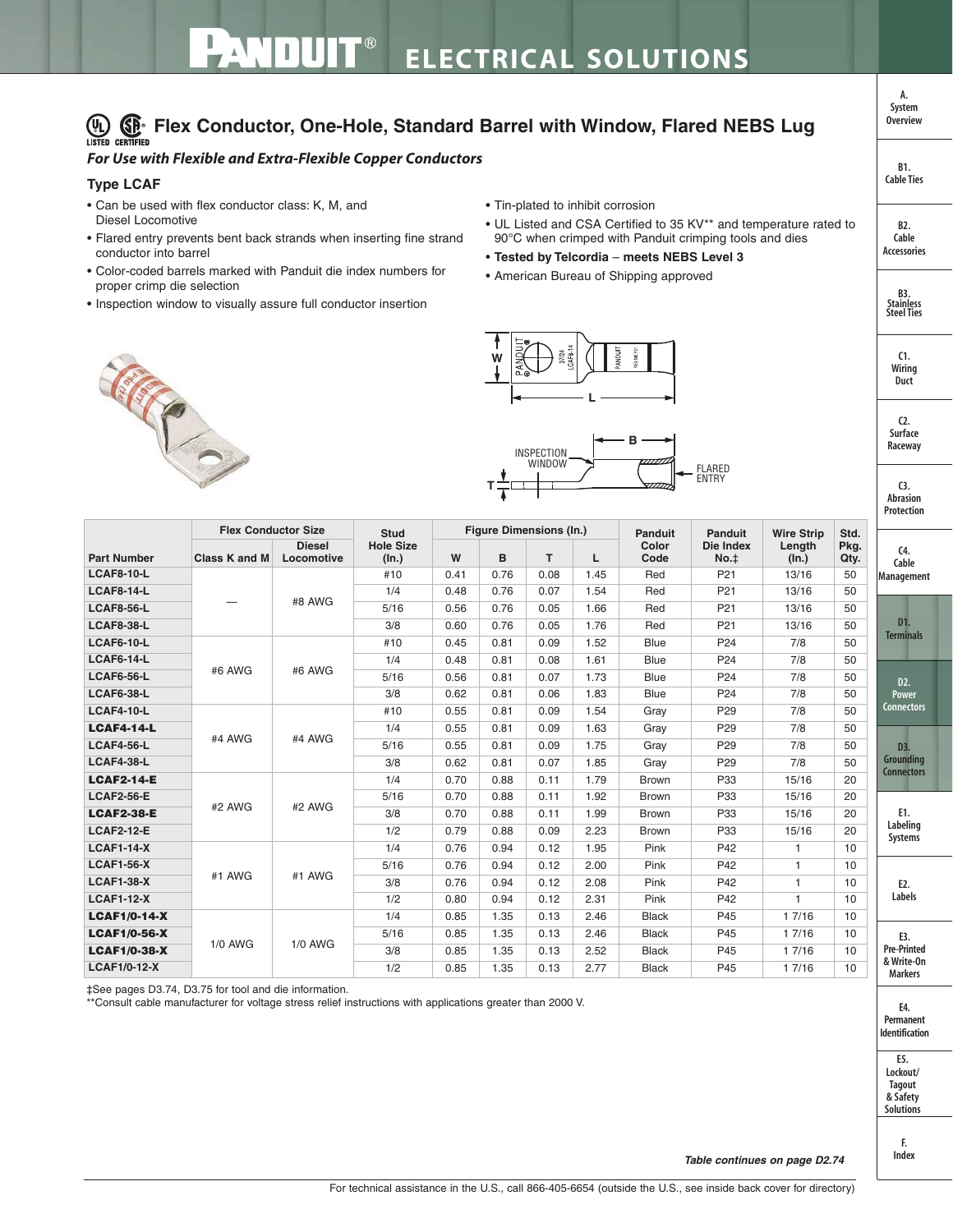# Flex Conductor, One-Hole, Standard Barrel with Window, Flared NEBS Lug

***For Use with Flexible and Extra-Flexible Copper Conductors***

### Type LCAF

- Can be used with flex conductor class: K, M, and Diesel Locomotive
- Flared entry prevents bent back strands when inserting fine strand conductor into barrel
- Color-coded barrels marked with Panduit die index numbers for proper crimp die selection
- Inspection window to visually assure full conductor insertion
- Tin-plated to inhibit corrosion
- UL Listed and CSA Certified to 35 KV** and temperature rated to 90°C when crimped with Panduit crimping tools and dies
- **Tested by Telcordia – meets NEBS Level 3**
- American Bureau of Shipping approved

| Part Number | Flex Conductor Size | | Stud Hole Size (In.) | Figure Dimensions (In.) | | | | Panduit Color Code | Panduit Die Index No.‡ | Wire Strip Length (In.) | Std. Pkg. Qty. |
|---|---|---|---|---|---|---|---|---|---|---|---|
| | Class K and M | Diesel Locomotive | | W | B | T | L | | | | |
| LCAF8-10-L | — | #8 AWG | #10 | 0.41 | 0.76 | 0.08 | 1.45 | Red | P21 | 13/16 | 50 |
| LCAF8-14-L | | | 1/4 | 0.48 | 0.76 | 0.07 | 1.54 | Red | P21 | 13/16 | 50 |
| LCAF8-56-L | | | 5/16 | 0.56 | 0.76 | 0.05 | 1.66 | Red | P21 | 13/16 | 50 |
| LCAF8-38-L | | | 3/8 | 0.60 | 0.76 | 0.05 | 1.76 | Red | P21 | 13/16 | 50 |
| LCAF6-10-L | #6 AWG | #6 AWG | #10 | 0.45 | 0.81 | 0.09 | 1.52 | Blue | P24 | 7/8 | 50 |
| LCAF6-14-L | | | 1/4 | 0.48 | 0.81 | 0.08 | 1.61 | Blue | P24 | 7/8 | 50 |
| LCAF6-56-L | | | 5/16 | 0.56 | 0.81 | 0.07 | 1.73 | Blue | P24 | 7/8 | 50 |
| LCAF6-38-L | | | 3/8 | 0.62 | 0.81 | 0.06 | 1.83 | Blue | P24 | 7/8 | 50 |
| LCAF4-10-L | #4 AWG | #4 AWG | #10 | 0.55 | 0.81 | 0.09 | 1.54 | Gray | P29 | 7/8 | 50 |
| **LCAF4-14-L** | | | 1/4 | 0.55 | 0.81 | 0.09 | 1.63 | Gray | P29 | 7/8 | 50 |
| LCAF4-56-L | | | 5/16 | 0.55 | 0.81 | 0.09 | 1.75 | Gray | P29 | 7/8 | 50 |
| LCAF4-38-L | | | 3/8 | 0.62 | 0.81 | 0.07 | 1.85 | Gray | P29 | 7/8 | 50 |
| **LCAF2-14-E** | #2 AWG | #2 AWG | 1/4 | 0.70 | 0.88 | 0.11 | 1.79 | Brown | P33 | 15/16 | 20 |
| LCAF2-56-E | | | 5/16 | 0.70 | 0.88 | 0.11 | 1.92 | Brown | P33 | 15/16 | 20 |
| **LCAF2-38-E** | | | 3/8 | 0.70 | 0.88 | 0.11 | 1.99 | Brown | P33 | 15/16 | 20 |
| LCAF2-12-E | | | 1/2 | 0.79 | 0.88 | 0.09 | 2.23 | Brown | P33 | 15/16 | 20 |
| LCAF1-14-X | #1 AWG | #1 AWG | 1/4 | 0.76 | 0.94 | 0.12 | 1.95 | Pink | P42 | 1 | 10 |
| LCAF1-56-X | | | 5/16 | 0.76 | 0.94 | 0.12 | 2.00 | Pink | P42 | 1 | 10 |
| LCAF1-38-X | | | 3/8 | 0.76 | 0.94 | 0.12 | 2.08 | Pink | P42 | 1 | 10 |
| LCAF1-12-X | | | 1/2 | 0.80 | 0.94 | 0.12 | 2.31 | Pink | P42 | 1 | 10 |
| **LCAF1/0-14-X** | 1/0 AWG | 1/0 AWG | 1/4 | 0.85 | 1.35 | 0.13 | 2.46 | Black | P45 | 1 7/16 | 10 |
| **LCAF1/0-56-X** | | | 5/16 | 0.85 | 1.35 | 0.13 | 2.46 | Black | P45 | 1 7/16 | 10 |
| **LCAF1/0-38-X** | | | 3/8 | 0.85 | 1.35 | 0.13 | 2.52 | Black | P45 | 1 7/16 | 10 |
| LCAF1/0-12-X | | | 1/2 | 0.85 | 1.35 | 0.13 | 2.77 | Black | P45 | 1 7/16 | 10 |

‡See pages D3.74, D3.75 for tool and die information.
**Consult cable manufacturer for voltage stress relief instructions with applications greater than 2000 V.

***Table continues on page D2.74***

For technical assistance in the U.S., call 866-405-6654 (outside the U.S., see inside back cover for directory)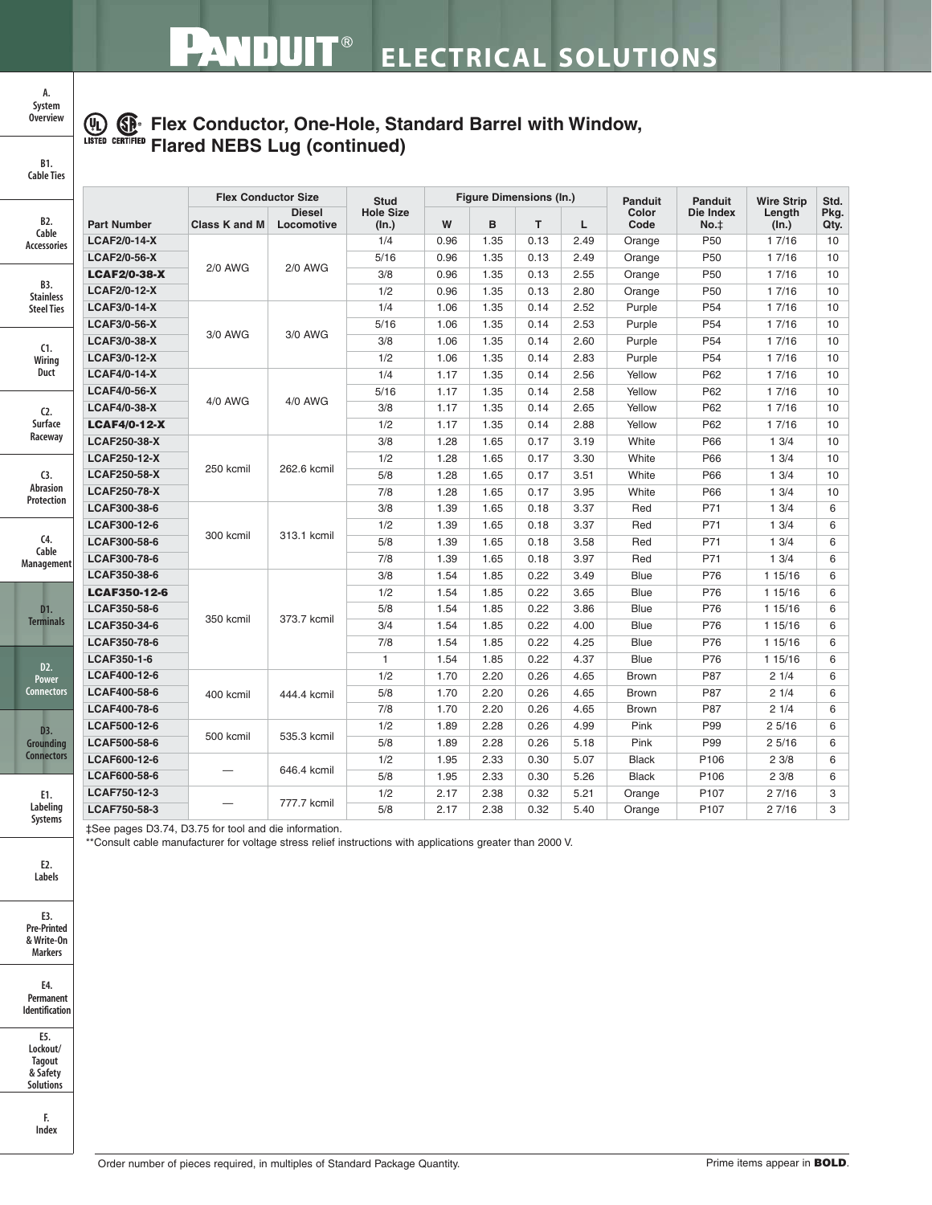## Flex Conductor, One-Hole, Standard Barrel with Window, Flared NEBS Lug (continued)

| Part Number | Flex Conductor Size | | Stud Hole Size (In.) | Figure Dimensions (In.) | | | | Panduit Color Code | Panduit Die Index No.‡ | Wire Strip Length (In.) | Std. Pkg. Qty. |
|---|---|---|---|---|---|---|---|---|---|---|---|
| | Class K and M | Diesel Locomotive | | W | B | T | L | | | | |
| LCAF2/0-14-X | 2/0 AWG | 2/0 AWG | 1/4 | 0.96 | 1.35 | 0.13 | 2.49 | Orange | P50 | 1 7/16 | 10 |
| LCAF2/0-56-X | 2/0 AWG | 2/0 AWG | 5/16 | 0.96 | 1.35 | 0.13 | 2.49 | Orange | P50 | 1 7/16 | 10 |
| **LCAF2/0-38-X** | 2/0 AWG | 2/0 AWG | 3/8 | 0.96 | 1.35 | 0.13 | 2.55 | Orange | P50 | 1 7/16 | 10 |
| LCAF2/0-12-X | 2/0 AWG | 2/0 AWG | 1/2 | 0.96 | 1.35 | 0.13 | 2.80 | Orange | P50 | 1 7/16 | 10 |
| LCAF3/0-14-X | 3/0 AWG | 3/0 AWG | 1/4 | 1.06 | 1.35 | 0.14 | 2.52 | Purple | P54 | 1 7/16 | 10 |
| LCAF3/0-56-X | 3/0 AWG | 3/0 AWG | 5/16 | 1.06 | 1.35 | 0.14 | 2.53 | Purple | P54 | 1 7/16 | 10 |
| LCAF3/0-38-X | 3/0 AWG | 3/0 AWG | 3/8 | 1.06 | 1.35 | 0.14 | 2.60 | Purple | P54 | 1 7/16 | 10 |
| LCAF3/0-12-X | 3/0 AWG | 3/0 AWG | 1/2 | 1.06 | 1.35 | 0.14 | 2.83 | Purple | P54 | 1 7/16 | 10 |
| LCAF4/0-14-X | 4/0 AWG | 4/0 AWG | 1/4 | 1.17 | 1.35 | 0.14 | 2.56 | Yellow | P62 | 1 7/16 | 10 |
| LCAF4/0-56-X | 4/0 AWG | 4/0 AWG | 5/16 | 1.17 | 1.35 | 0.14 | 2.58 | Yellow | P62 | 1 7/16 | 10 |
| LCAF4/0-38-X | 4/0 AWG | 4/0 AWG | 3/8 | 1.17 | 1.35 | 0.14 | 2.65 | Yellow | P62 | 1 7/16 | 10 |
| **LCAF4/0-12-X** | 4/0 AWG | 4/0 AWG | 1/2 | 1.17 | 1.35 | 0.14 | 2.88 | Yellow | P62 | 1 7/16 | 10 |
| LCAF250-38-X | 250 kcmil | 262.6 kcmil | 3/8 | 1.28 | 1.65 | 0.17 | 3.19 | White | P66 | 1 3/4 | 10 |
| LCAF250-12-X | 250 kcmil | 262.6 kcmil | 1/2 | 1.28 | 1.65 | 0.17 | 3.30 | White | P66 | 1 3/4 | 10 |
| LCAF250-58-X | 250 kcmil | 262.6 kcmil | 5/8 | 1.28 | 1.65 | 0.17 | 3.51 | White | P66 | 1 3/4 | 10 |
| LCAF250-78-X | 250 kcmil | 262.6 kcmil | 7/8 | 1.28 | 1.65 | 0.17 | 3.95 | White | P66 | 1 3/4 | 10 |
| LCAF300-38-6 | 300 kcmil | 313.1 kcmil | 3/8 | 1.39 | 1.65 | 0.18 | 3.37 | Red | P71 | 1 3/4 | 6 |
| LCAF300-12-6 | 300 kcmil | 313.1 kcmil | 1/2 | 1.39 | 1.65 | 0.18 | 3.37 | Red | P71 | 1 3/4 | 6 |
| LCAF300-58-6 | 300 kcmil | 313.1 kcmil | 5/8 | 1.39 | 1.65 | 0.18 | 3.58 | Red | P71 | 1 3/4 | 6 |
| LCAF300-78-6 | 300 kcmil | 313.1 kcmil | 7/8 | 1.39 | 1.65 | 0.18 | 3.97 | Red | P71 | 1 3/4 | 6 |
| LCAF350-38-6 | 350 kcmil | 373.7 kcmil | 3/8 | 1.54 | 1.85 | 0.22 | 3.49 | Blue | P76 | 1 15/16 | 6 |
| **LCAF350-12-6** | 350 kcmil | 373.7 kcmil | 1/2 | 1.54 | 1.85 | 0.22 | 3.65 | Blue | P76 | 1 15/16 | 6 |
| LCAF350-58-6 | 350 kcmil | 373.7 kcmil | 5/8 | 1.54 | 1.85 | 0.22 | 3.86 | Blue | P76 | 1 15/16 | 6 |
| LCAF350-34-6 | 350 kcmil | 373.7 kcmil | 3/4 | 1.54 | 1.85 | 0.22 | 4.00 | Blue | P76 | 1 15/16 | 6 |
| LCAF350-78-6 | 350 kcmil | 373.7 kcmil | 7/8 | 1.54 | 1.85 | 0.22 | 4.25 | Blue | P76 | 1 15/16 | 6 |
| LCAF350-1-6 | 350 kcmil | 373.7 kcmil | 1 | 1.54 | 1.85 | 0.22 | 4.37 | Blue | P76 | 1 15/16 | 6 |
| LCAF400-12-6 | 400 kcmil | 444.4 kcmil | 1/2 | 1.70 | 2.20 | 0.26 | 4.65 | Brown | P87 | 2 1/4 | 6 |
| LCAF400-58-6 | 400 kcmil | 444.4 kcmil | 5/8 | 1.70 | 2.20 | 0.26 | 4.65 | Brown | P87 | 2 1/4 | 6 |
| LCAF400-78-6 | 400 kcmil | 444.4 kcmil | 7/8 | 1.70 | 2.20 | 0.26 | 4.65 | Brown | P87 | 2 1/4 | 6 |
| LCAF500-12-6 | 500 kcmil | 535.3 kcmil | 1/2 | 1.89 | 2.28 | 0.26 | 4.99 | Pink | P99 | 2 5/16 | 6 |
| LCAF500-58-6 | 500 kcmil | 535.3 kcmil | 5/8 | 1.89 | 2.28 | 0.26 | 5.18 | Pink | P99 | 2 5/16 | 6 |
| LCAF600-12-6 | — | 646.4 kcmil | 1/2 | 1.95 | 2.33 | 0.30 | 5.07 | Black | P106 | 2 3/8 | 6 |
| LCAF600-58-6 | — | 646.4 kcmil | 5/8 | 1.95 | 2.33 | 0.30 | 5.26 | Black | P106 | 2 3/8 | 6 |
| LCAF750-12-3 | — | 777.7 kcmil | 1/2 | 2.17 | 2.38 | 0.32 | 5.21 | Orange | P107 | 2 7/16 | 3 |
| LCAF750-58-3 | — | 777.7 kcmil | 5/8 | 2.17 | 2.38 | 0.32 | 5.40 | Orange | P107 | 2 7/16 | 3 |

‡See pages D3.74, D3.75 for tool and die information.

**Consult cable manufacturer for voltage stress relief instructions with applications greater than 2000 V.

Order number of pieces required, in multiples of Standard Package Quantity.

Prime items appear in **BOLD**.